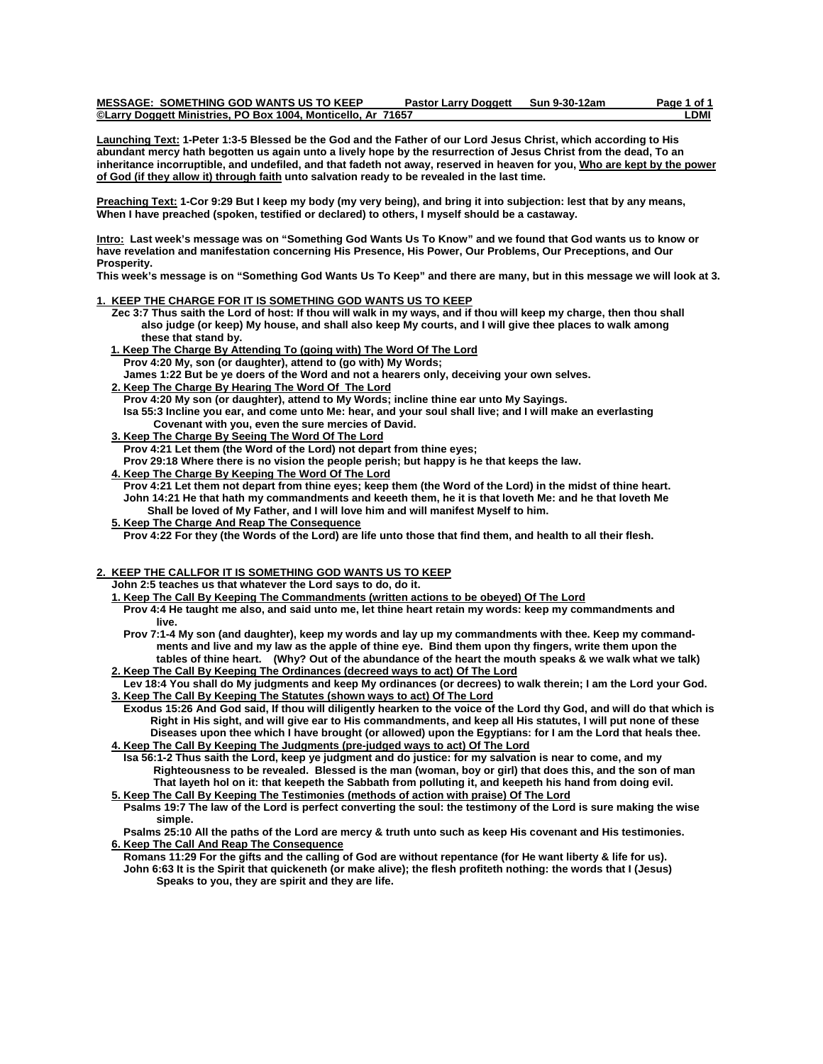**MESSAGE: SOMETHING GOD WANTS US TO KEEP** **Pastor Larry Doggett** **Sun 9-30-12am**

**©Larry Doggett Ministries, PO Box 1004, Monticello, Ar 71657** **LDMI**

**Launching Text: 1-Peter 1:3-5 Blessed be the God and the Father of our Lord Jesus Christ, which according to His abundant mercy hath begotten us again unto a lively hope by the resurrection of Jesus Christ from the dead, To an inheritance incorruptible, and undefiled, and that fadeth not away, reserved in heaven for you, Who are kept by the power of God (if they allow it) through faith unto salvation ready to be revealed in the last time.**

**Preaching Text: 1-Cor 9:29 But I keep my body (my very being), and bring it into subjection: lest that by any means, When I have preached (spoken, testified or declared) to others, I myself should be a castaway.**

**Intro: Last week's message was on "Something God Wants Us To Know" and we found that God wants us to know or have revelation and manifestation concerning His Presence, His Power, Our Problems, Our Preceptions, and Our Prosperity.**

**This week's message is on "Something God Wants Us To Keep" and there are many, but in this message we will look at 3.**

## 1. KEEP THE CHARGE FOR IT IS SOMETHING GOD WANTS US TO KEEP

**Zec 3:7 Thus saith the Lord of host: If thou will walk in my ways, and if thou will keep my charge, then thou shall also judge (or keep) My house, and shall also keep My courts, and I will give thee places to walk among these that stand by.**

**1. Keep The Charge By Attending To (going with) The Word Of The Lord**

**Prov 4:20 My, son (or daughter), attend to (go with) My Words;**

**James 1:22 But be ye doers of the Word and not a hearers only, deceiving your own selves.**

**2. Keep The Charge By Hearing The Word Of The Lord**

**Prov 4:20 My son (or daughter), attend to My Words; incline thine ear unto My Sayings.**

**Isa 55:3 Incline you ear, and come unto Me: hear, and your soul shall live; and I will make an everlasting Covenant with you, even the sure mercies of David.**

**3. Keep The Charge By Seeing The Word Of The Lord**

**Prov 4:21 Let them (the Word of the Lord) not depart from thine eyes;**

**Prov 29:18 Where there is no vision the people perish; but happy is he that keeps the law.**

**4. Keep The Charge By Keeping The Word Of The Lord**

**Prov 4:21 Let them not depart from thine eyes; keep them (the Word of the Lord) in the midst of thine heart.**

**John 14:21 He that hath my commandments and keeeth them, he it is that loveth Me: and he that loveth Me Shall be loved of My Father, and I will love him and will manifest Myself to him.**

**5. Keep The Charge And Reap The Consequence**

**Prov 4:22 For they (the Words of the Lord) are life unto those that find them, and health to all their flesh.**

## 2. KEEP THE CALLFOR IT IS SOMETHING GOD WANTS US TO KEEP

**John 2:5 teaches us that whatever the Lord says to do, do it.**

**1. Keep The Call By Keeping The Commandments (written actions to be obeyed) Of The Lord**

**Prov 4:4 He taught me also, and said unto me, let thine heart retain my words: keep my commandments and live.**

**Prov 7:1-4 My son (and daughter), keep my words and lay up my commandments with thee. Keep my commandments and live and my law as the apple of thine eye. Bind them upon thy fingers, write them upon the tables of thine heart. (Why? Out of the abundance of the heart the mouth speaks & we walk what we talk)**

**2. Keep The Call By Keeping The Ordinances (decreed ways to act) Of The Lord**

**Lev 18:4 You shall do My judgments and keep My ordinances (or decrees) to walk therein; I am the Lord your God.**

**3. Keep The Call By Keeping The Statutes (shown ways to act) Of The Lord**

**Exodus 15:26 And God said, If thou will diligently hearken to the voice of the Lord thy God, and will do that which is Right in His sight, and will give ear to His commandments, and keep all His statutes, I will put none of these Diseases upon thee which I have brought (or allowed) upon the Egyptians: for I am the Lord that heals thee.**

**4. Keep The Call By Keeping The Judgments (pre-judged ways to act) Of The Lord**

**Isa 56:1-2 Thus saith the Lord, keep ye judgment and do justice: for my salvation is near to come, and my Righteousness to be revealed. Blessed is the man (woman, boy or girl) that does this, and the son of man That layeth hol on it: that keepeth the Sabbath from polluting it, and keepeth his hand from doing evil.**

**5. Keep The Call By Keeping The Testimonies (methods of action with praise) Of The Lord**

**Psalms 19:7 The law of the Lord is perfect converting the soul: the testimony of the Lord is sure making the wise simple.**

**Psalms 25:10 All the paths of the Lord are mercy & truth unto such as keep His covenant and His testimonies.**

**6. Keep The Call And Reap The Consequence**

**Romans 11:29 For the gifts and the calling of God are without repentance (for He want liberty & life for us).**

**John 6:63 It is the Spirit that quickeneth (or make alive); the flesh profiteth nothing: the words that I (Jesus) Speaks to you, they are spirit and they are life.**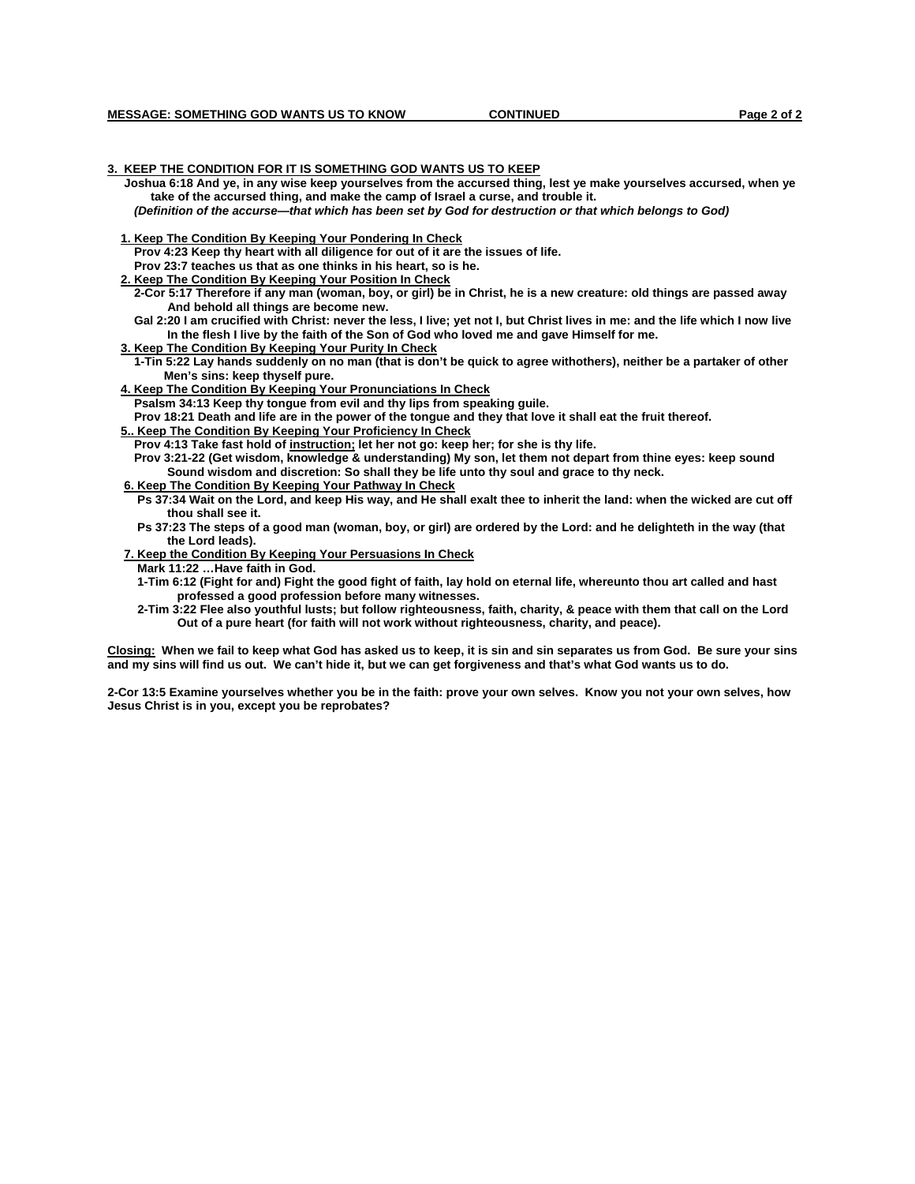**3. KEEP THE CONDITION FOR IT IS SOMETHING GOD WANTS US TO KEEP**

**Joshua 6:18 And ye, in any wise keep yourselves from the accursed thing, lest ye make yourselves accursed, when ye take of the accursed thing, and make the camp of Israel a curse, and trouble it.**

***(Definition of the accurse—that which has been set by God for destruction or that which belongs to God)***

**1. Keep The Condition By Keeping Your Pondering In Check**

**Prov 4:23 Keep thy heart with all diligence for out of it are the issues of life.**

**Prov 23:7 teaches us that as one thinks in his heart, so is he.**

**2. Keep The Condition By Keeping Your Position In Check**

**2-Cor 5:17 Therefore if any man (woman, boy, or girl) be in Christ, he is a new creature: old things are passed away And behold all things are become new.**

**Gal 2:20 I am crucified with Christ: never the less, I live; yet not I, but Christ lives in me: and the life which I now live In the flesh I live by the faith of the Son of God who loved me and gave Himself for me.**

**3. Keep The Condition By Keeping Your Purity In Check**

**1-Tin 5:22 Lay hands suddenly on no man (that is don't be quick to agree withothers), neither be a partaker of other Men's sins: keep thyself pure.**

**4. Keep The Condition By Keeping Your Pronunciations In Check**

**Psalsm 34:13 Keep thy tongue from evil and thy lips from speaking guile.**

**Prov 18:21 Death and life are in the power of the tongue and they that love it shall eat the fruit thereof.**

**5.. Keep The Condition By Keeping Your Proficiency In Check**

**Prov 4:13 Take fast hold of instruction; let her not go: keep her; for she is thy life.**

**Prov 3:21-22 (Get wisdom, knowledge & understanding) My son, let them not depart from thine eyes: keep sound Sound wisdom and discretion: So shall they be life unto thy soul and grace to thy neck.**

**6. Keep The Condition By Keeping Your Pathway In Check**

**Ps 37:34 Wait on the Lord, and keep His way, and He shall exalt thee to inherit the land: when the wicked are cut off thou shall see it.**

**Ps 37:23 The steps of a good man (woman, boy, or girl) are ordered by the Lord: and he delighteth in the way (that the Lord leads).**

**7. Keep the Condition By Keeping Your Persuasions In Check**

**Mark 11:22 …Have faith in God.**

**1-Tim 6:12 (Fight for and) Fight the good fight of faith, lay hold on eternal life, whereunto thou art called and hast professed a good profession before many witnesses.**

**2-Tim 3:22 Flee also youthful lusts; but follow righteousness, faith, charity, & peace with them that call on the Lord Out of a pure heart (for faith will not work without righteousness, charity, and peace).**

**Closing: When we fail to keep what God has asked us to keep, it is sin and sin separates us from God. Be sure your sins and my sins will find us out. We can't hide it, but we can get forgiveness and that's what God wants us to do.**

**2-Cor 13:5 Examine yourselves whether you be in the faith: prove your own selves. Know you not your own selves, how Jesus Christ is in you, except you be reprobates?**